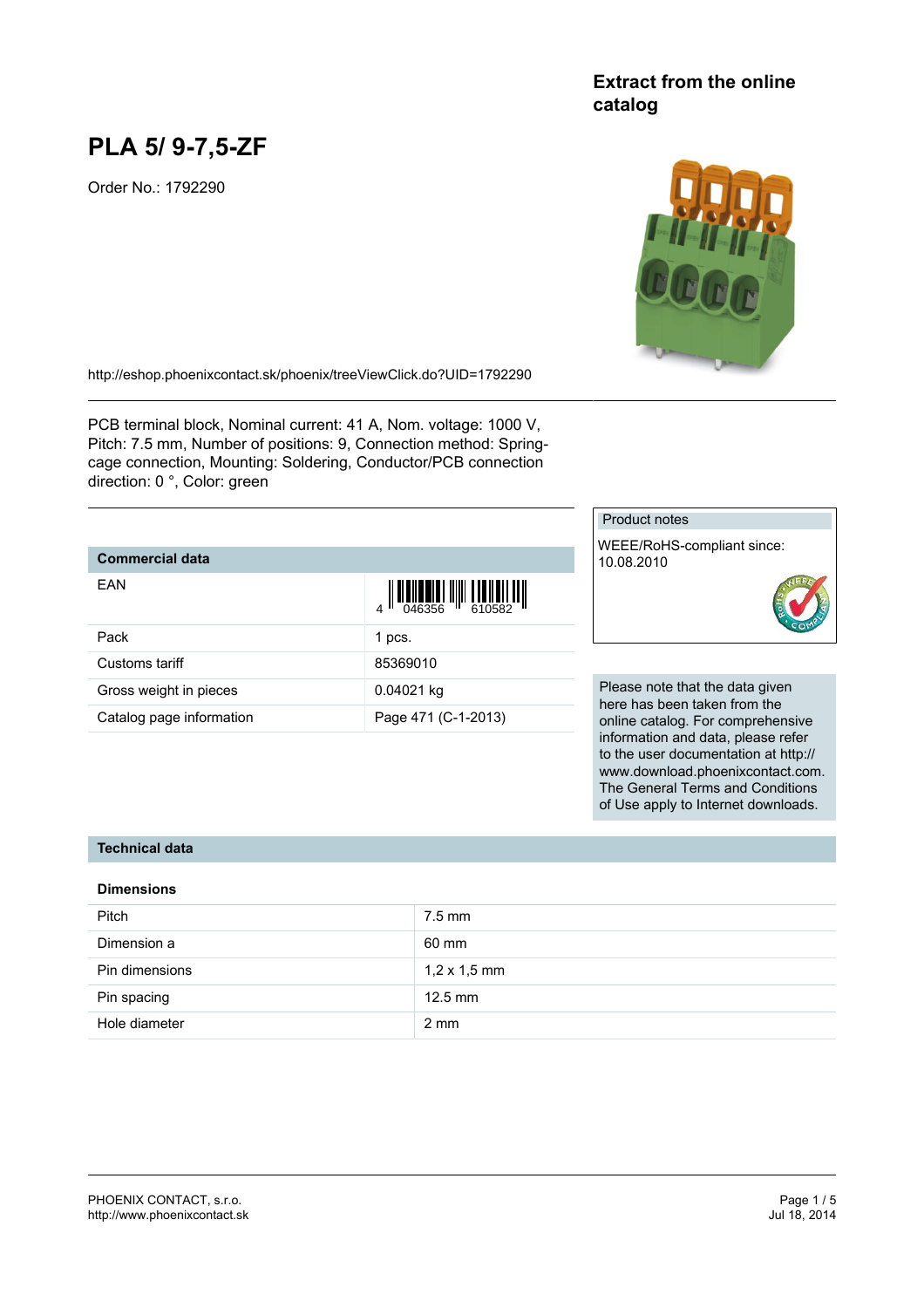## Extract from the online catalog

# PLA 5/ 9-7,5-ZF

Order No.: 1792290

http://eshop.phoenixcontact.sk/phoenix/treeViewClick.do?UID=1792290

PCB terminal block, Nominal current: 41 A, Nom. voltage: 1000 V, Pitch: 7.5 mm, Number of positions: 9, Connection method: Spring-cage connection, Mounting: Soldering, Conductor/PCB connection direction: 0 °, Color: green

| Product notes |
| --- |
| WEEE/RoHS-compliant since: 10.08.2010 |

### Commercial data

| | |
| --- | --- |
| EAN | 4 046356 610582 |
| Pack | 1 pcs. |
| Customs tariff | 85369010 |
| Gross weight in pieces | 0.04021 kg |
| Catalog page information | Page 471 (C-1-2013) |

Please note that the data given here has been taken from the online catalog. For comprehensive information and data, please refer to the user documentation at http://www.download.phoenixcontact.com. The General Terms and Conditions of Use apply to Internet downloads.

### Technical data

**Dimensions**

| | |
| --- | --- |
| Pitch | 7.5 mm |
| Dimension a | 60 mm |
| Pin dimensions | 1,2 x 1,5 mm |
| Pin spacing | 12.5 mm |
| Hole diameter | 2 mm |

PHOENIX CONTACT, s.r.o.
http://www.phoenixcontact.sk

Jul 18, 2014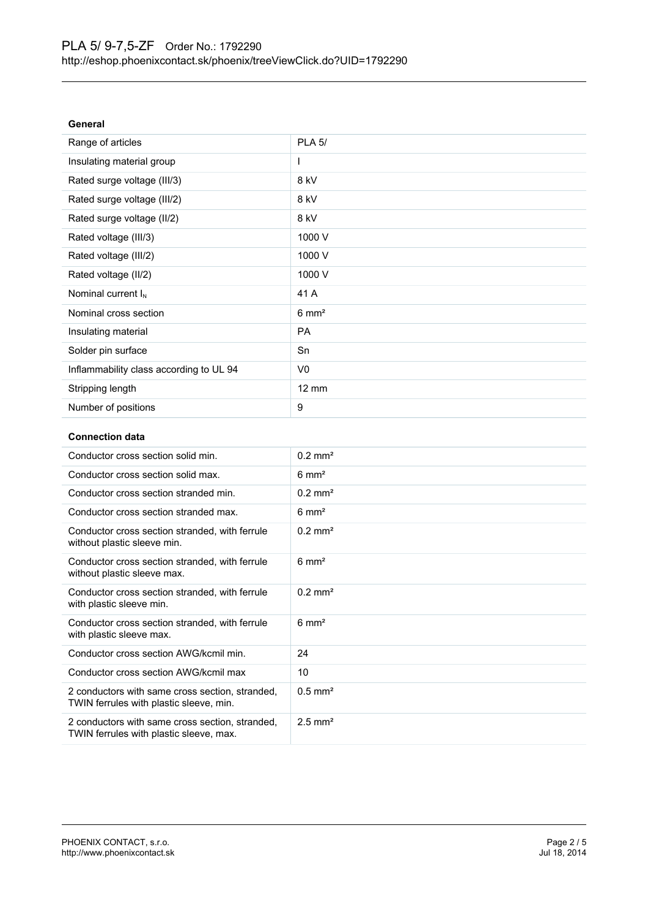**General**

| | |
|---|---|
| Range of articles | PLA 5/ |
| Insulating material group | I |
| Rated surge voltage (III/3) | 8 kV |
| Rated surge voltage (III/2) | 8 kV |
| Rated surge voltage (II/2) | 8 kV |
| Rated voltage (III/3) | 1000 V |
| Rated voltage (III/2) | 1000 V |
| Rated voltage (II/2) | 1000 V |
| Nominal current $I_N$ | 41 A |
| Nominal cross section | 6 mm² |
| Insulating material | PA |
| Solder pin surface | Sn |
| Inflammability class according to UL 94 | V0 |
| Stripping length | 12 mm |
| Number of positions | 9 |

**Connection data**

| | |
|---|---|
| Conductor cross section solid min. | 0.2 mm² |
| Conductor cross section solid max. | 6 mm² |
| Conductor cross section stranded min. | 0.2 mm² |
| Conductor cross section stranded max. | 6 mm² |
| Conductor cross section stranded, with ferrule without plastic sleeve min. | 0.2 mm² |
| Conductor cross section stranded, with ferrule without plastic sleeve max. | 6 mm² |
| Conductor cross section stranded, with ferrule with plastic sleeve min. | 0.2 mm² |
| Conductor cross section stranded, with ferrule with plastic sleeve max. | 6 mm² |
| Conductor cross section AWG/kcmil min. | 24 |
| Conductor cross section AWG/kcmil max | 10 |
| 2 conductors with same cross section, stranded, TWIN ferrules with plastic sleeve, min. | 0.5 mm² |
| 2 conductors with same cross section, stranded, TWIN ferrules with plastic sleeve, max. | 2.5 mm² |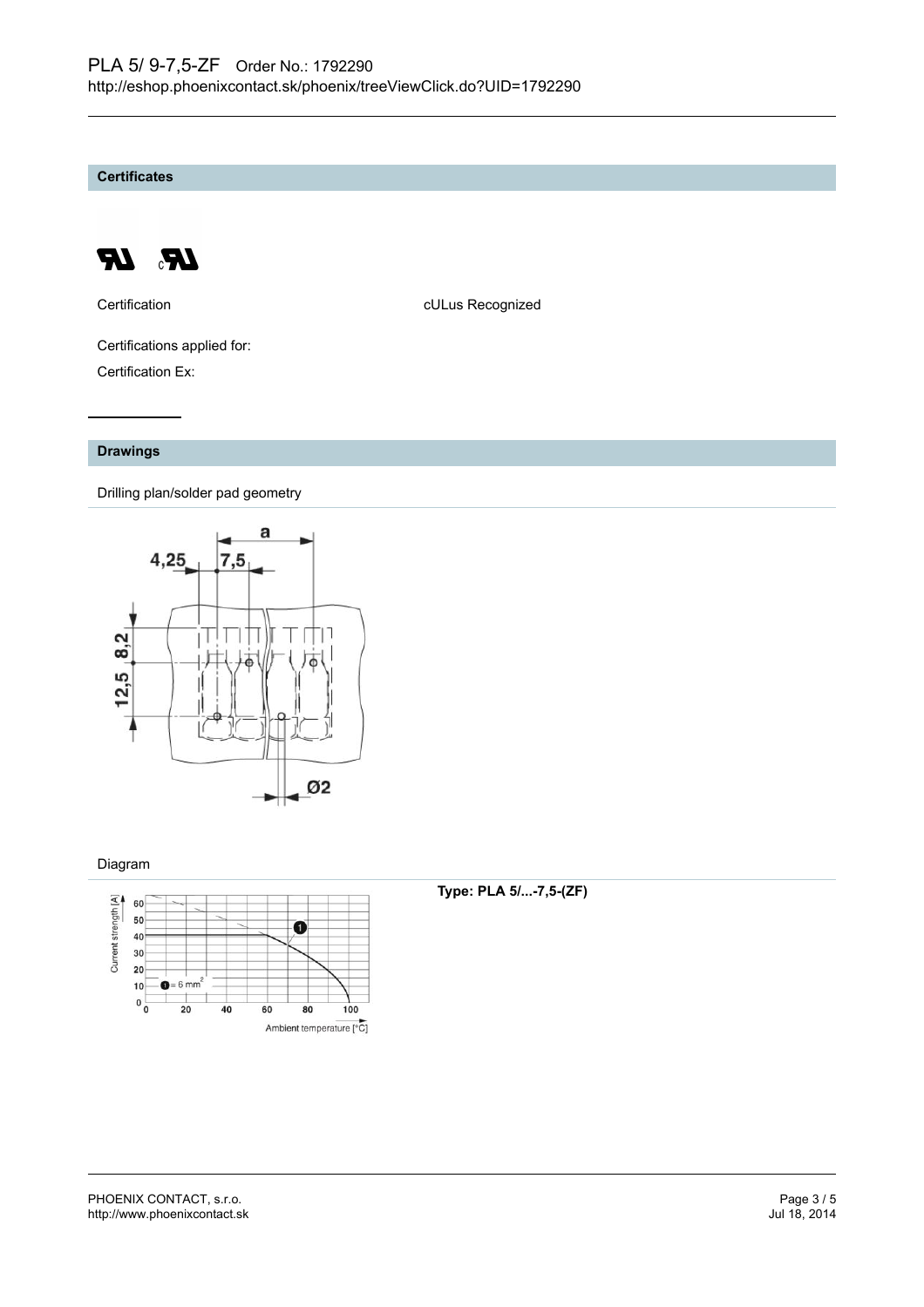## Certificates

| Certification | cULus Recognized |
| --- | --- |

Certifications applied for:

Certification Ex:

## Drawings

Drilling plan/solder pad geometry

Diagram

**Type: PLA 5/...-7,5-(ZF)**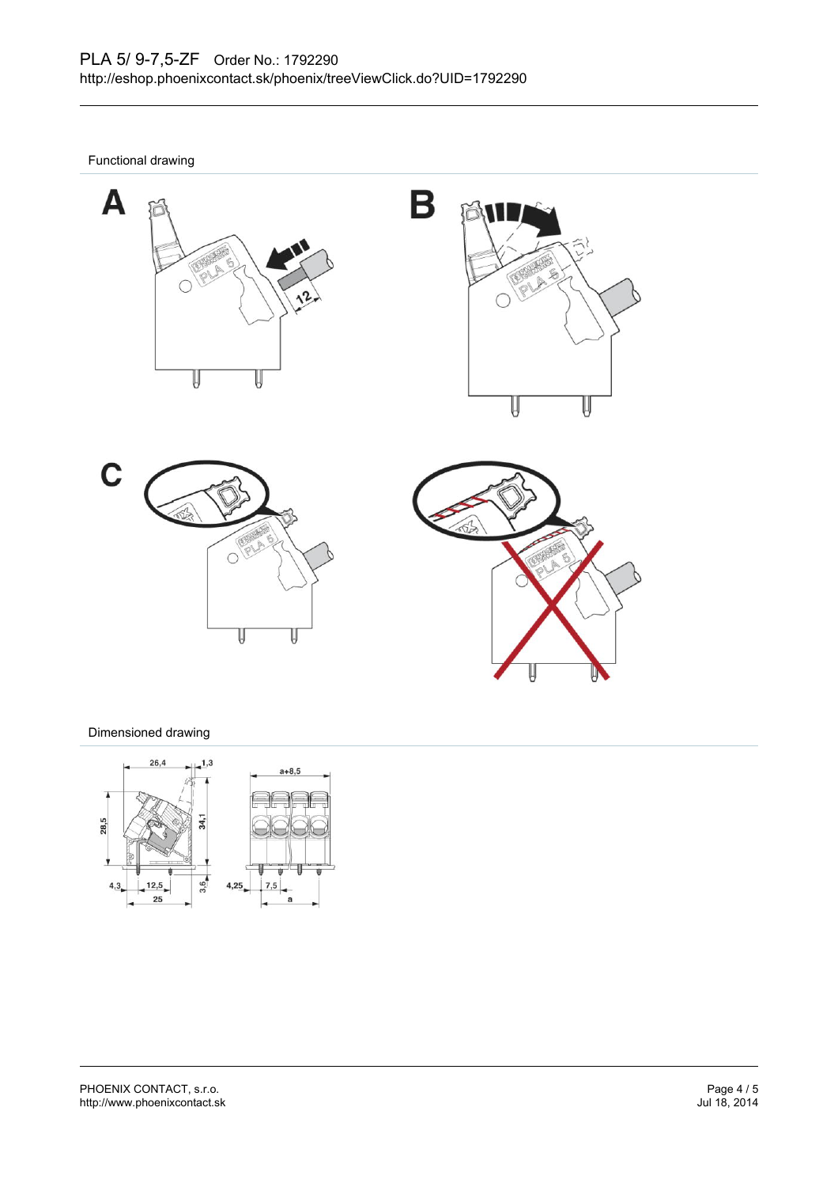PLA 5/ 9-7,5-ZF Order No.: 1792290
http://eshop.phoenixcontact.sk/phoenix/treeViewClick.do?UID=1792290

Functional drawing

Dimensioned drawing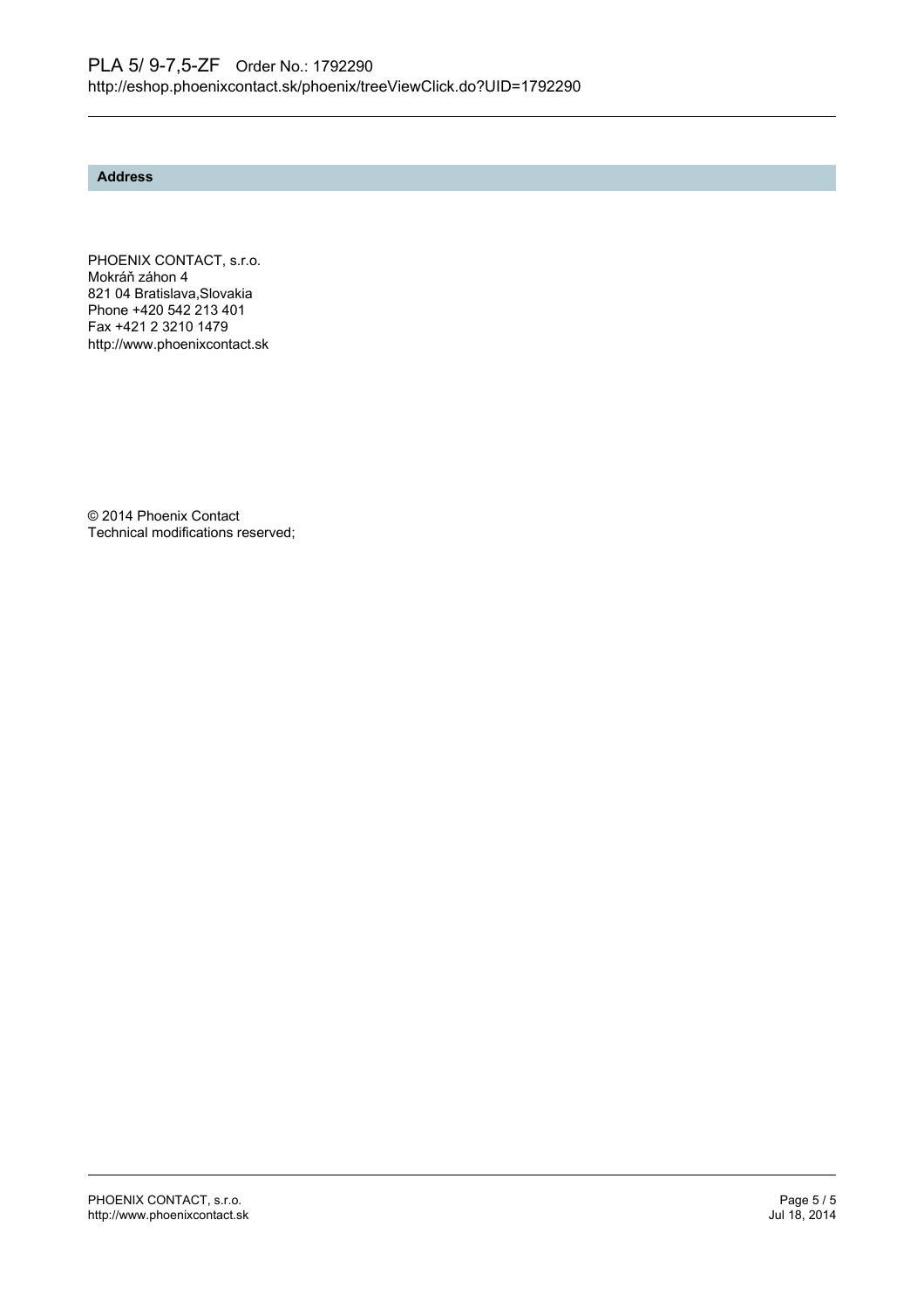## Address

PHOENIX CONTACT, s.r.o.
Mokráň záhon 4
821 04 Bratislava,Slovakia
Phone +420 542 213 401
Fax +421 2 3210 1479
http://www.phoenixcontact.sk

© 2014 Phoenix Contact
Technical modifications reserved;